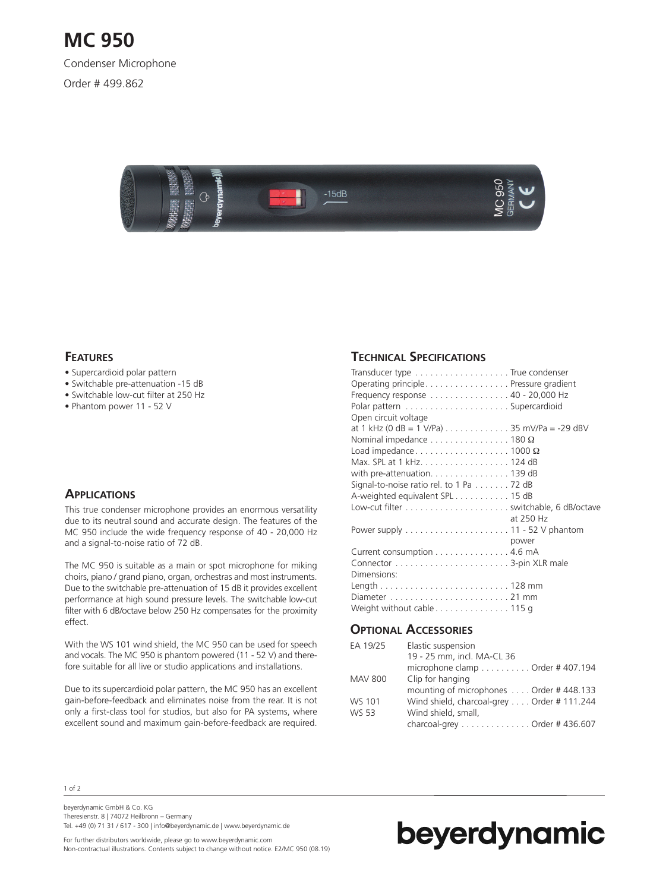# MC 950

Condenser Microphone

Order # 499.862

## Features

- Supercardioid polar pattern
- Switchable pre-attenuation -15 dB
- Switchable low-cut filter at 250 Hz
- Phantom power 11 - 52 V

## Applications

This true condenser microphone provides an enormous versatility due to its neutral sound and accurate design. The features of the MC 950 include the wide frequency response of 40 - 20,000 Hz and a signal-to-noise ratio of 72 dB.

The MC 950 is suitable as a main or spot microphone for miking choirs, piano / grand piano, organ, orchestras and most instruments. Due to the switchable pre-attenuation of 15 dB it provides excellent performance at high sound pressure levels. The switchable low-cut filter with 6 dB/octave below 250 Hz compensates for the proximity effect.

With the WS 101 wind shield, the MC 950 can be used for speech and vocals. The MC 950 is phantom powered (11 - 52 V) and therefore suitable for all live or studio applications and installations.

Due to its supercardioid polar pattern, the MC 950 has an excellent gain-before-feedback and eliminates noise from the rear. It is not only a first-class tool for studios, but also for PA systems, where excellent sound and maximum gain-before-feedback are required.

## Technical Specifications

| | |
|---|---|
| Transducer type | True condenser |
| Operating principle | Pressure gradient |
| Frequency response | 40 - 20,000 Hz |
| Polar pattern | Supercardioid |
| Open circuit voltage at 1 kHz (0 dB = 1 V/Pa) | 35 mV/Pa = -29 dBV |
| Nominal impedance | 180 Ω |
| Load impedance | 1000 Ω |
| Max. SPL at 1 kHz | 124 dB |
| with pre-attenuation | 139 dB |
| Signal-to-noise ratio rel. to 1 Pa | 72 dB |
| A-weighted equivalent SPL | 15 dB |
| Low-cut filter | switchable, 6 dB/octave at 250 Hz |
| Power supply | 11 - 52 V phantom power |
| Current consumption | 4.6 mA |
| Connector | 3-pin XLR male |
| Dimensions: | |
| Length | 128 mm |
| Diameter | 21 mm |
| Weight without cable | 115 g |

## Optional Accessories

| | | |
|---|---|---|
| EA 19/25 | Elastic suspension 19 - 25 mm, incl. MA-CL 36 microphone clamp | Order # 407.194 |
| MAV 800 | Clip for hanging mounting of microphones | Order # 448.133 |
| WS 101 | Wind shield, charcoal-grey | Order # 111.244 |
| WS 53 | Wind shield, small, charcoal-grey | Order # 436.607 |

beyerdynamic GmbH & Co. KG
Theresienstr. 8 | 74072 Heilbronn – Germany
Tel. +49 (0) 71 31 / 617 - 300 | info@beyerdynamic.de | www.beyerdynamic.de

For further distributors worldwide, please go to www.beyerdynamic.com
Non-contractual illustrations. Contents subject to change without notice. E2/MC 950 (08.19)

beyerdynamic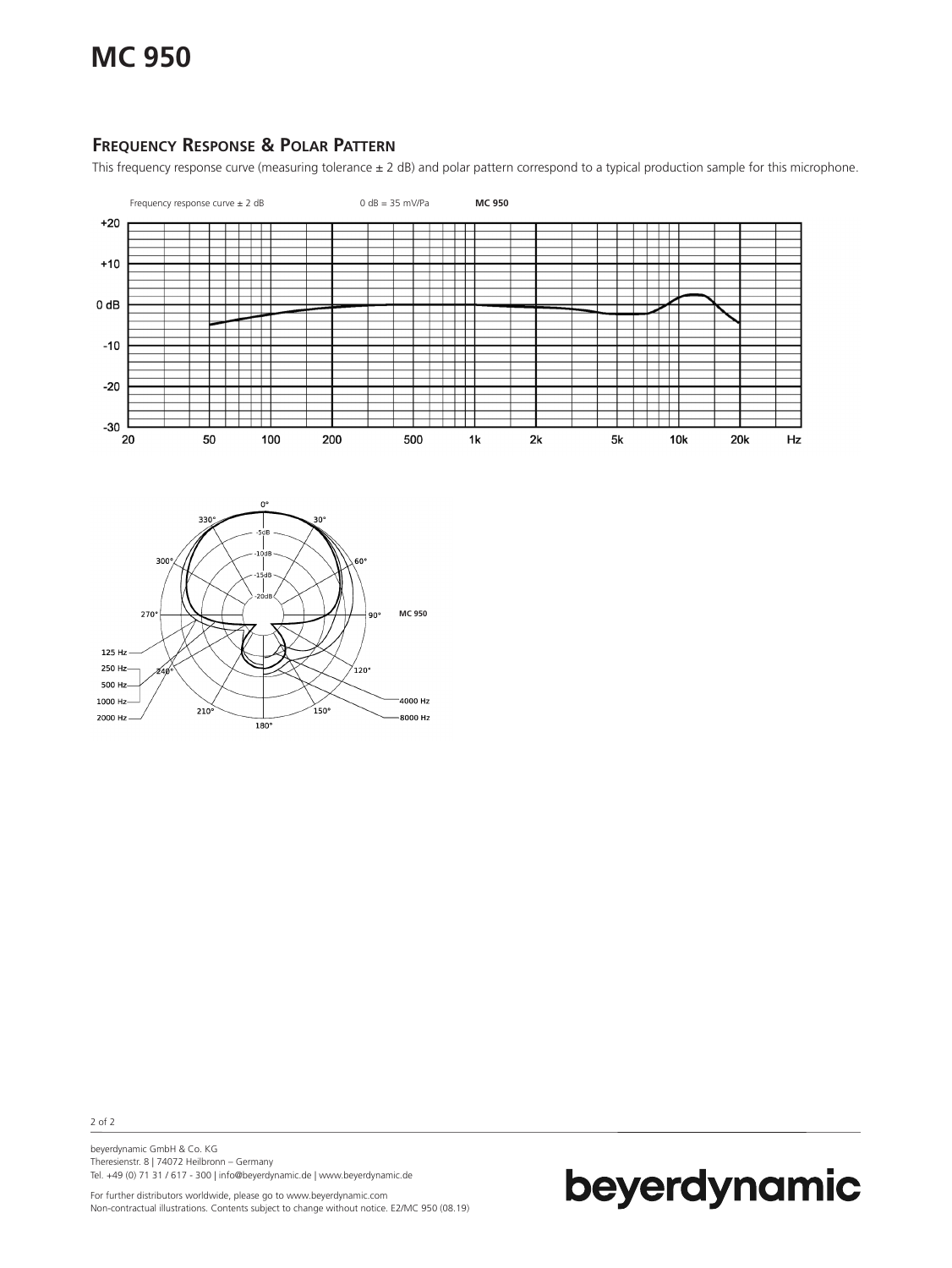# MC 950

## Frequency Response & Polar Pattern

This frequency response curve (measuring tolerance ± 2 dB) and polar pattern correspond to a typical production sample for this microphone.

Frequency response curve ± 2 dB
0 dB = 35 mV/Pa
**MC 950**

+20
+10
0 dB
-10
-20
-30
20 50 100 200 500 1k 2k 5k 10k 20k Hz

0°
330° 30°
300° 60°
270° 90°
240° 120°
210° 150°
180°
-5dB
-10dB
-15dB
-20dB
**MC 950**
125 Hz
250 Hz
500 Hz
1000 Hz
2000 Hz
4000 Hz
8000 Hz

beyerdynamic GmbH & Co. KG
Theresienstr. 8 | 74072 Heilbronn – Germany
Tel. +49 (0) 71 31 / 617 - 300 | info@beyerdynamic.de | www.beyerdynamic.de

For further distributors worldwide, please go to www.beyerdynamic.com
Non-contractual illustrations. Contents subject to change without notice. E2/MC 950 (08.19)

beyerdynamic